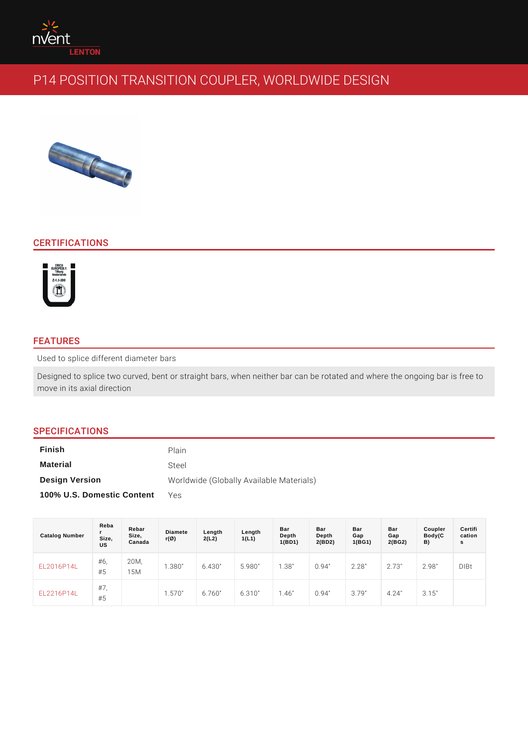# P14 POSITION TRANSITION COUPLER, WORLDWIDE DESIGN

## CERTIFICATIONS

## FEATURES

Used to splice different diameter bars

Designed to splice two curved, bent or straight bars, when neither bar can be rotated and where the ongoing bar is free to move in its axial direction

## SPECIFICATIONS

| | |
|---|---|
| **Finish** | Plain |
| **Material** | Steel |
| **Design Version** | Worldwide (Globally Available Materials) |
| **100% U.S. Domestic Content** | Yes |

| Catalog Number | Rebar Size, US | Rebar Size, Canada | Diameter(Ø) | Length 2(L2) | Length 1(L1) | Bar Depth 1(BD1) | Bar Depth 2(BD2) | Bar Gap 1(BG1) | Bar Gap 2(BG2) | Coupler Body(CB) | Certifications |
|---|---|---|---|---|---|---|---|---|---|---|---|
| EL2016P14L | #6, #5 | 20M, 15M | 1.380" | 6.430" | 5.980" | 1.38" | 0.94" | 2.28" | 2.73" | 2.98" | DIBt |
| EL2216P14L | #7, #5 | | 1.570" | 6.760" | 6.310" | 1.46" | 0.94" | 3.79" | 4.24" | 3.15" | |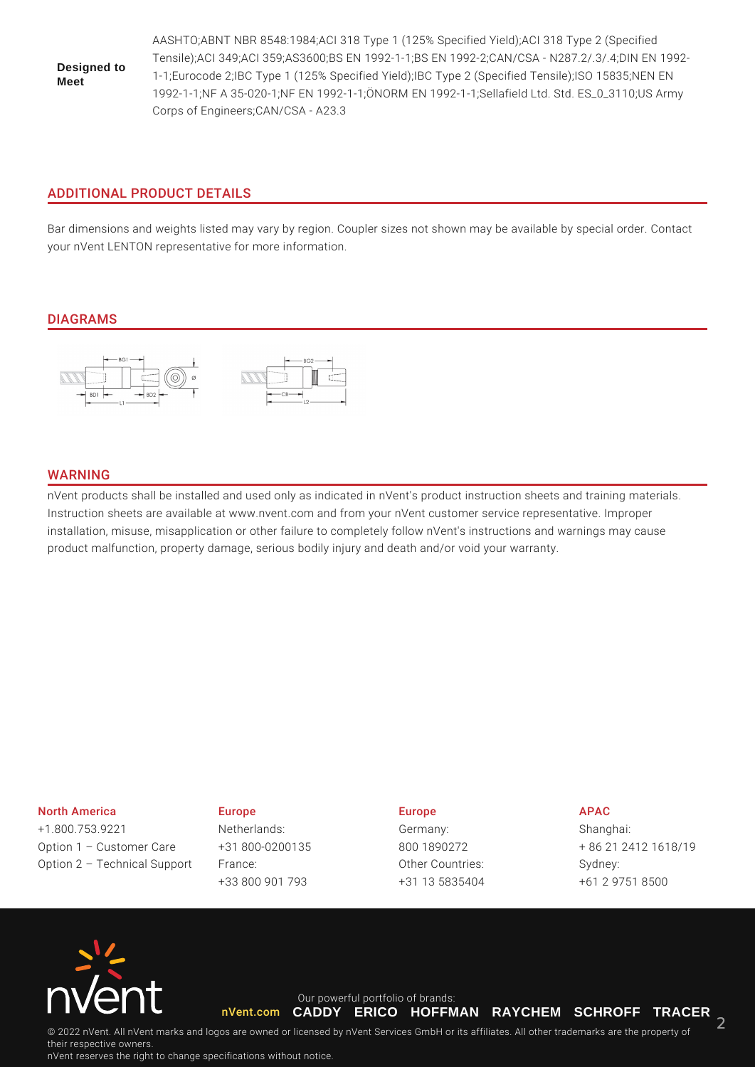| | |
|---|---|
| **Designed to Meet** | AASHTO;ABNT NBR 8548:1984;ACI 318 Type 1 (125% Specified Yield);ACI 318 Type 2 (Specified Tensile);ACI 349;ACI 359;AS3600;BS EN 1992-1-1;BS EN 1992-2;CAN/CSA - N287.2/.3/.4;DIN EN 1992-1-1;Eurocode 2;IBC Type 1 (125% Specified Yield);IBC Type 2 (Specified Tensile);ISO 15835;NEN EN 1992-1-1;NF A 35-020-1;NF EN 1992-1-1;ÖNORM EN 1992-1-1;Sellafield Ltd. Std. ES_0_3110;US Army Corps of Engineers;CAN/CSA - A23.3 |

## ADDITIONAL PRODUCT DETAILS

Bar dimensions and weights listed may vary by region. Coupler sizes not shown may be available by special order. Contact your nVent LENTON representative for more information.

## DIAGRAMS

BG1
BD1
BD2
L1
Ø

BG2
CB
L2

## WARNING

nVent products shall be installed and used only as indicated in nVent's product instruction sheets and training materials. Instruction sheets are available at www.nvent.com and from your nVent customer service representative. Improper installation, misuse, misapplication or other failure to completely follow nVent's instructions and warnings may cause product malfunction, property damage, serious bodily injury and death and/or void your warranty.

**North America**
+1.800.753.9221
Option 1 – Customer Care
Option 2 – Technical Support

**Europe**
Netherlands:
+31 800-0200135
France:
+33 800 901 793

**Europe**
Germany:
800 1890272
Other Countries:
+31 13 5835404

**APAC**
Shanghai:
+ 86 21 2412 1618/19
Sydney:
+61 2 9751 8500

Our powerful portfolio of brands:
nVent.com CADDY ERICO HOFFMAN RAYCHEM SCHROFF TRACER

© 2022 nVent. All nVent marks and logos are owned or licensed by nVent Services GmbH or its affiliates. All other trademarks are the property of their respective owners.
nVent reserves the right to change specifications without notice.